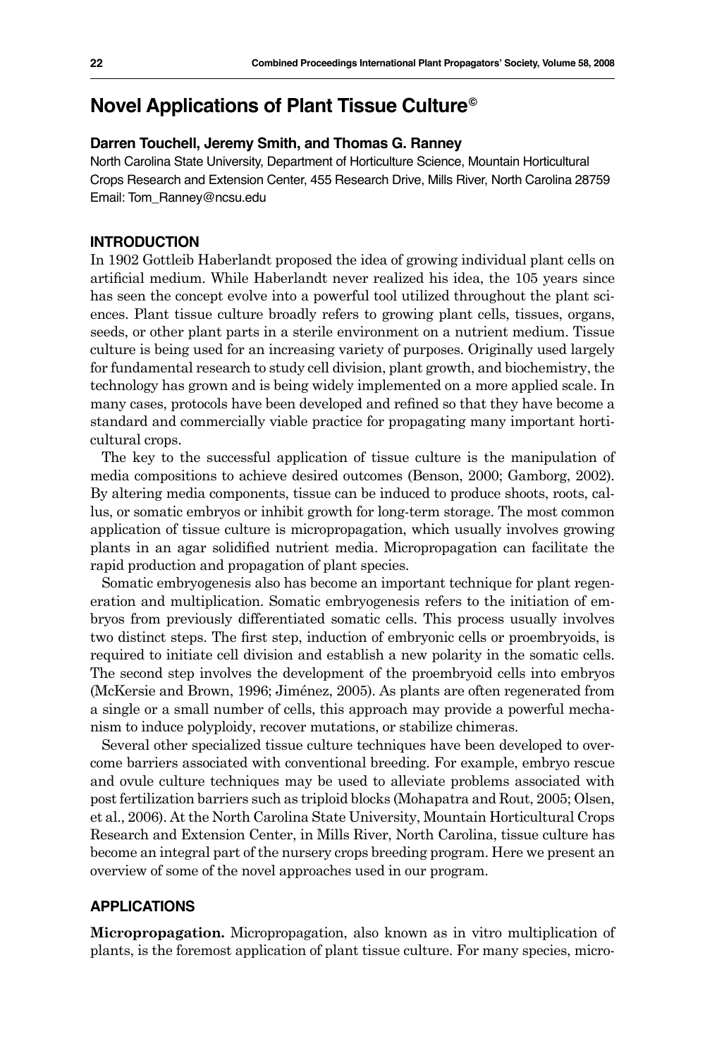# Novel Applications of Plant Tissue Culture©

**Darren Touchell, Jeremy Smith, and Thomas G. Ranney**

North Carolina State University, Department of Horticulture Science, Mountain Horticultural Crops Research and Extension Center, 455 Research Drive, Mills River, North Carolina 28759
Email: Tom_Ranney@ncsu.edu

## INTRODUCTION

In 1902 Gottleib Haberlandt proposed the idea of growing individual plant cells on artificial medium. While Haberlandt never realized his idea, the 105 years since has seen the concept evolve into a powerful tool utilized throughout the plant sciences. Plant tissue culture broadly refers to growing plant cells, tissues, organs, seeds, or other plant parts in a sterile environment on a nutrient medium. Tissue culture is being used for an increasing variety of purposes. Originally used largely for fundamental research to study cell division, plant growth, and biochemistry, the technology has grown and is being widely implemented on a more applied scale. In many cases, protocols have been developed and refined so that they have become a standard and commercially viable practice for propagating many important horticultural crops.

The key to the successful application of tissue culture is the manipulation of media compositions to achieve desired outcomes (Benson, 2000; Gamborg, 2002). By altering media components, tissue can be induced to produce shoots, roots, callus, or somatic embryos or inhibit growth for long-term storage. The most common application of tissue culture is micropropagation, which usually involves growing plants in an agar solidified nutrient media. Micropropagation can facilitate the rapid production and propagation of plant species.

Somatic embryogenesis also has become an important technique for plant regeneration and multiplication. Somatic embryogenesis refers to the initiation of embryos from previously differentiated somatic cells. This process usually involves two distinct steps. The first step, induction of embryonic cells or proembryoids, is required to initiate cell division and establish a new polarity in the somatic cells. The second step involves the development of the proembryoid cells into embryos (McKersie and Brown, 1996; Jiménez, 2005). As plants are often regenerated from a single or a small number of cells, this approach may provide a powerful mechanism to induce polyploidy, recover mutations, or stabilize chimeras.

Several other specialized tissue culture techniques have been developed to overcome barriers associated with conventional breeding. For example, embryo rescue and ovule culture techniques may be used to alleviate problems associated with post fertilization barriers such as triploid blocks (Mohapatra and Rout, 2005; Olsen, et al., 2006). At the North Carolina State University, Mountain Horticultural Crops Research and Extension Center, in Mills River, North Carolina, tissue culture has become an integral part of the nursery crops breeding program. Here we present an overview of some of the novel approaches used in our program.

## APPLICATIONS

**Micropropagation.** Micropropagation, also known as in vitro multiplication of plants, is the foremost application of plant tissue culture. For many species, micro-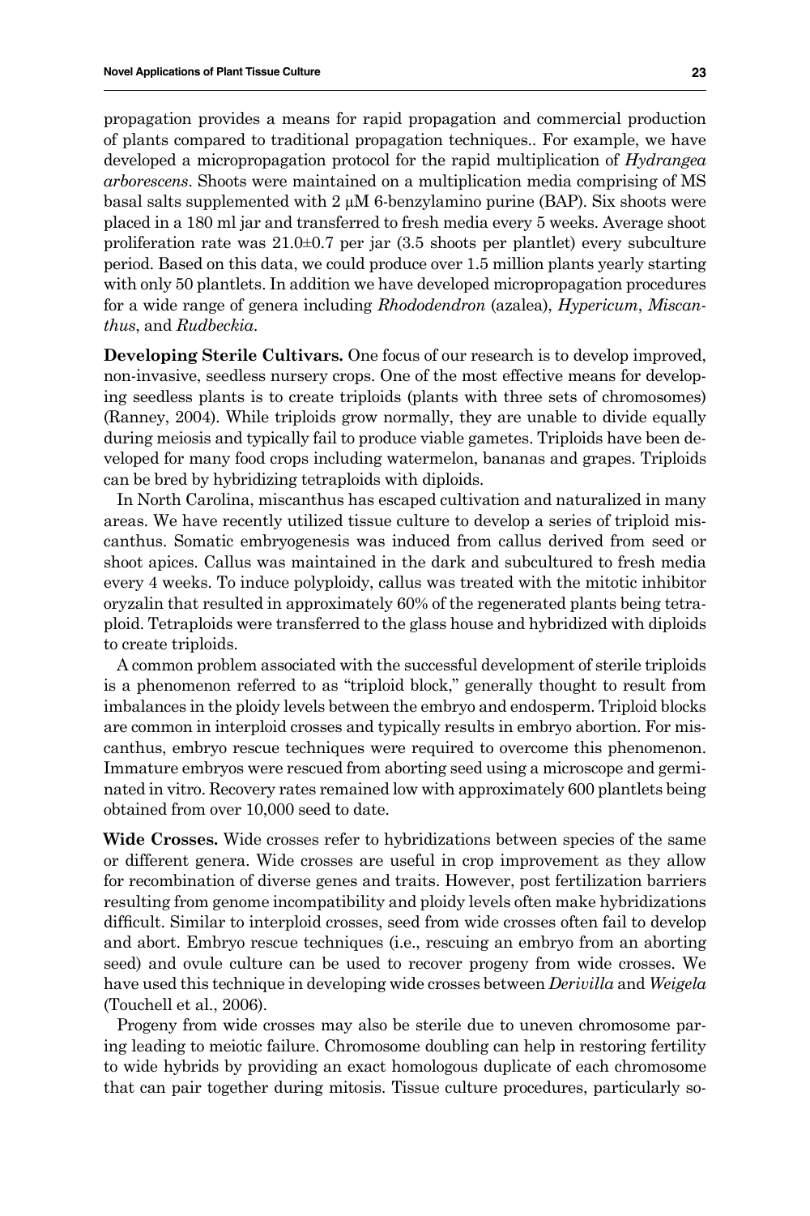propagation provides a means for rapid propagation and commercial production of plants compared to traditional propagation techniques.. For example, we have developed a micropropagation protocol for the rapid multiplication of *Hydrangea arborescens*. Shoots were maintained on a multiplication media comprising of MS basal salts supplemented with 2 μM 6-benzylamino purine (BAP). Six shoots were placed in a 180 ml jar and transferred to fresh media every 5 weeks. Average shoot proliferation rate was 21.0±0.7 per jar (3.5 shoots per plantlet) every subculture period. Based on this data, we could produce over 1.5 million plants yearly starting with only 50 plantlets. In addition we have developed micropropagation procedures for a wide range of genera including *Rhododendron* (azalea), *Hypericum*, *Miscanthus*, and *Rudbeckia*.

**Developing Sterile Cultivars.** One focus of our research is to develop improved, non-invasive, seedless nursery crops. One of the most effective means for developing seedless plants is to create triploids (plants with three sets of chromosomes) (Ranney, 2004). While triploids grow normally, they are unable to divide equally during meiosis and typically fail to produce viable gametes. Triploids have been developed for many food crops including watermelon, bananas and grapes. Triploids can be bred by hybridizing tetraploids with diploids.

In North Carolina, miscanthus has escaped cultivation and naturalized in many areas. We have recently utilized tissue culture to develop a series of triploid miscanthus. Somatic embryogenesis was induced from callus derived from seed or shoot apices. Callus was maintained in the dark and subcultured to fresh media every 4 weeks. To induce polyploidy, callus was treated with the mitotic inhibitor oryzalin that resulted in approximately 60% of the regenerated plants being tetraploid. Tetraploids were transferred to the glass house and hybridized with diploids to create triploids.

A common problem associated with the successful development of sterile triploids is a phenomenon referred to as "triploid block," generally thought to result from imbalances in the ploidy levels between the embryo and endosperm. Triploid blocks are common in interploid crosses and typically results in embryo abortion. For miscanthus, embryo rescue techniques were required to overcome this phenomenon. Immature embryos were rescued from aborting seed using a microscope and germinated in vitro. Recovery rates remained low with approximately 600 plantlets being obtained from over 10,000 seed to date.

**Wide Crosses.** Wide crosses refer to hybridizations between species of the same or different genera. Wide crosses are useful in crop improvement as they allow for recombination of diverse genes and traits. However, post fertilization barriers resulting from genome incompatibility and ploidy levels often make hybridizations difficult. Similar to interploid crosses, seed from wide crosses often fail to develop and abort. Embryo rescue techniques (i.e., rescuing an embryo from an aborting seed) and ovule culture can be used to recover progeny from wide crosses. We have used this technique in developing wide crosses between *Derivilla* and *Weigela* (Touchell et al., 2006).

Progeny from wide crosses may also be sterile due to uneven chromosome paring leading to meiotic failure. Chromosome doubling can help in restoring fertility to wide hybrids by providing an exact homologous duplicate of each chromosome that can pair together during mitosis. Tissue culture procedures, particularly so-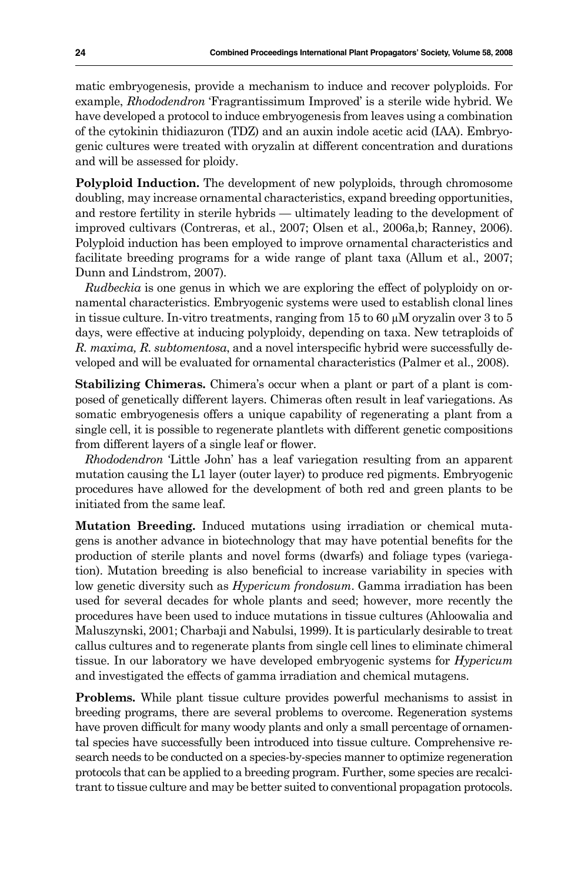matic embryogenesis, provide a mechanism to induce and recover polyploids. For example, *Rhododendron* 'Fragrantissimum Improved' is a sterile wide hybrid. We have developed a protocol to induce embryogenesis from leaves using a combination of the cytokinin thidiazuron (TDZ) and an auxin indole acetic acid (IAA). Embryogenic cultures were treated with oryzalin at different concentration and durations and will be assessed for ploidy.

**Polyploid Induction.** The development of new polyploids, through chromosome doubling, may increase ornamental characteristics, expand breeding opportunities, and restore fertility in sterile hybrids — ultimately leading to the development of improved cultivars (Contreras, et al., 2007; Olsen et al., 2006a,b; Ranney, 2006). Polyploid induction has been employed to improve ornamental characteristics and facilitate breeding programs for a wide range of plant taxa (Allum et al., 2007; Dunn and Lindstrom, 2007).

*Rudbeckia* is one genus in which we are exploring the effect of polyploidy on ornamental characteristics. Embryogenic systems were used to establish clonal lines in tissue culture. In-vitro treatments, ranging from 15 to 60 μM oryzalin over 3 to 5 days, were effective at inducing polyploidy, depending on taxa. New tetraploids of *R. maxima, R. subtomentosa*, and a novel interspecific hybrid were successfully developed and will be evaluated for ornamental characteristics (Palmer et al., 2008).

**Stabilizing Chimeras.** Chimera's occur when a plant or part of a plant is composed of genetically different layers. Chimeras often result in leaf variegations. As somatic embryogenesis offers a unique capability of regenerating a plant from a single cell, it is possible to regenerate plantlets with different genetic compositions from different layers of a single leaf or flower.

*Rhododendron* 'Little John' has a leaf variegation resulting from an apparent mutation causing the L1 layer (outer layer) to produce red pigments. Embryogenic procedures have allowed for the development of both red and green plants to be initiated from the same leaf.

**Mutation Breeding.** Induced mutations using irradiation or chemical mutagens is another advance in biotechnology that may have potential benefits for the production of sterile plants and novel forms (dwarfs) and foliage types (variegation). Mutation breeding is also beneficial to increase variability in species with low genetic diversity such as *Hypericum frondosum*. Gamma irradiation has been used for several decades for whole plants and seed; however, more recently the procedures have been used to induce mutations in tissue cultures (Ahloowalia and Maluszynski, 2001; Charbaji and Nabulsi, 1999). It is particularly desirable to treat callus cultures and to regenerate plants from single cell lines to eliminate chimeral tissue. In our laboratory we have developed embryogenic systems for *Hypericum* and investigated the effects of gamma irradiation and chemical mutagens.

**Problems.** While plant tissue culture provides powerful mechanisms to assist in breeding programs, there are several problems to overcome. Regeneration systems have proven difficult for many woody plants and only a small percentage of ornamental species have successfully been introduced into tissue culture. Comprehensive research needs to be conducted on a species-by-species manner to optimize regeneration protocols that can be applied to a breeding program. Further, some species are recalcitrant to tissue culture and may be better suited to conventional propagation protocols.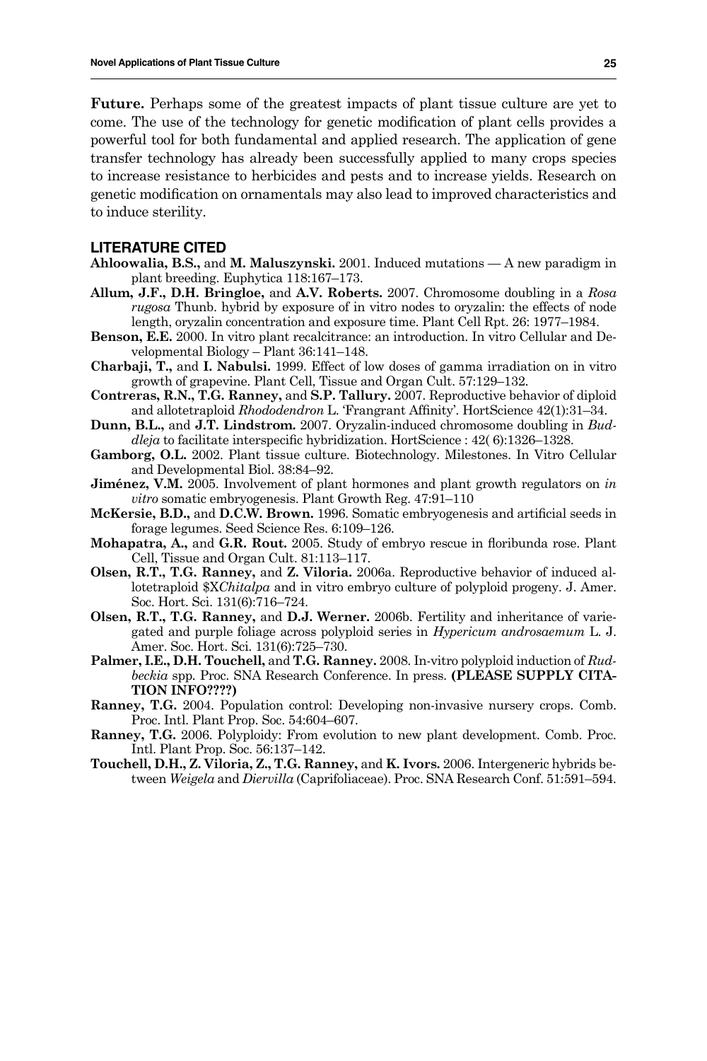**Future.** Perhaps some of the greatest impacts of plant tissue culture are yet to come. The use of the technology for genetic modification of plant cells provides a powerful tool for both fundamental and applied research. The application of gene transfer technology has already been successfully applied to many crops species to increase resistance to herbicides and pests and to increase yields. Research on genetic modification on ornamentals may also lead to improved characteristics and to induce sterility.

## LITERATURE CITED

**Ahloowalia, B.S.,** and **M. Maluszynski.** 2001. Induced mutations — A new paradigm in plant breeding. Euphytica 118:167–173.

**Allum, J.F., D.H. Bringloe,** and **A.V. Roberts.** 2007. Chromosome doubling in a *Rosa rugosa* Thunb. hybrid by exposure of in vitro nodes to oryzalin: the effects of node length, oryzalin concentration and exposure time. Plant Cell Rpt. 26: 1977–1984.

**Benson, E.E.** 2000. In vitro plant recalcitrance: an introduction. In vitro Cellular and Developmental Biology – Plant 36:141–148.

**Charbaji, T.,** and **I. Nabulsi.** 1999. Effect of low doses of gamma irradiation on in vitro growth of grapevine. Plant Cell, Tissue and Organ Cult. 57:129–132.

**Contreras, R.N., T.G. Ranney,** and **S.P. Tallury.** 2007. Reproductive behavior of diploid and allotetraploid *Rhododendron* L. 'Frangrant Affinity'. HortScience 42(1):31–34.

**Dunn, B.L.,** and **J.T. Lindstrom.** 2007. Oryzalin-induced chromosome doubling in *Buddleja* to facilitate interspecific hybridization. HortScience : 42( 6):1326–1328.

**Gamborg, O.L.** 2002. Plant tissue culture. Biotechnology. Milestones. In Vitro Cellular and Developmental Biol. 38:84–92.

**Jiménez, V.M.** 2005. Involvement of plant hormones and plant growth regulators on *in vitro* somatic embryogenesis. Plant Growth Reg. 47:91–110

**McKersie, B.D.,** and **D.C.W. Brown.** 1996. Somatic embryogenesis and artificial seeds in forage legumes. Seed Science Res. 6:109–126.

**Mohapatra, A.,** and **G.R. Rout.** 2005. Study of embryo rescue in floribunda rose. Plant Cell, Tissue and Organ Cult. 81:113–117.

**Olsen, R.T., T.G. Ranney,** and **Z. Viloria.** 2006a. Reproductive behavior of induced allotetraploid $X*Chitalpa* and in vitro embryo culture of polyploid progeny. J. Amer. Soc. Hort. Sci. 131(6):716–724.

**Olsen, R.T., T.G. Ranney,** and **D.J. Werner.** 2006b. Fertility and inheritance of variegated and purple foliage across polyploid series in *Hypericum androsaemum* L. J. Amer. Soc. Hort. Sci. 131(6):725–730.

**Palmer, I.E., D.H. Touchell,** and **T.G. Ranney.** 2008. In-vitro polyploid induction of *Rudbeckia* spp. Proc. SNA Research Conference. In press. **(PLEASE SUPPLY CITATION INFO????)**

**Ranney, T.G.** 2004. Population control: Developing non-invasive nursery crops. Comb. Proc. Intl. Plant Prop. Soc. 54:604–607.

**Ranney, T.G.** 2006. Polyploidy: From evolution to new plant development. Comb. Proc. Intl. Plant Prop. Soc. 56:137–142.

**Touchell, D.H., Z. Viloria, Z., T.G. Ranney,** and **K. Ivors.** 2006. Intergeneric hybrids between *Weigela* and *Diervilla* (Caprifoliaceae). Proc. SNA Research Conf. 51:591–594.